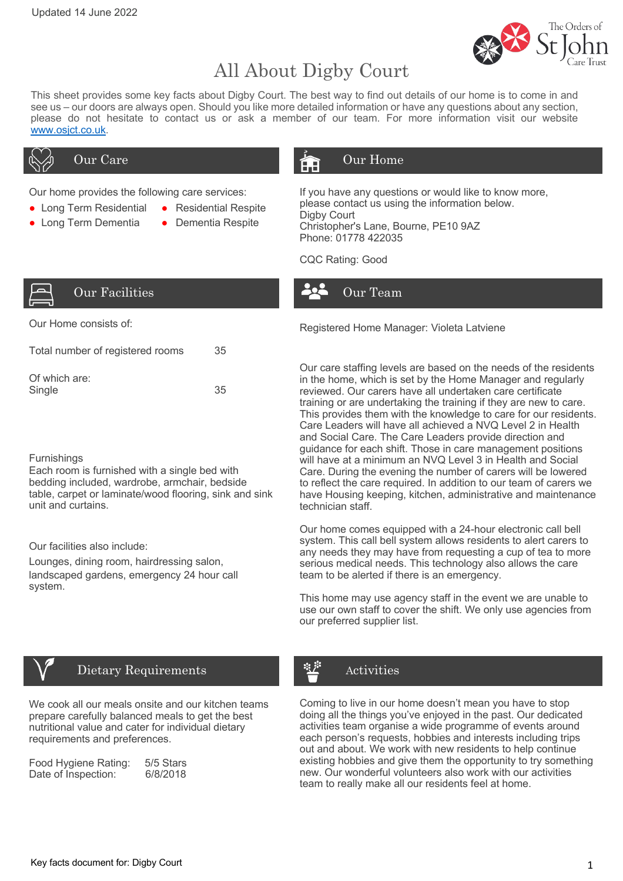Updated 14 June 2022

# All About Digby Court

This sheet provides some key facts about Digby Court. The best way to find out details of our home is to come in and see us – our doors are always open. Should you like more detailed information or have any questions about any section, please do not hesitate to contact us or ask a member of our team. For more information visit our website [www.osjct.co.uk](http://www.osjct.co.uk).

## Our Care

Our home provides the following care services:

- Long Term Residential
- Residential Respite
- Long Term Dementia
- Dementia Respite

## Our Home

If you have any questions or would like to know more, please contact us using the information below.
Digby Court
Christopher's Lane, Bourne, PE10 9AZ
Phone: 01778 422035

CQC Rating: Good

## Our Facilities

Our Home consists of:

| | |
|---|---|
| Total number of registered rooms | 35 |
| Of which are: | |
| Single | 35 |

Furnishings
Each room is furnished with a single bed with bedding included, wardrobe, armchair, bedside table, carpet or laminate/wood flooring, sink and sink unit and curtains.

Our facilities also include:
Lounges, dining room, hairdressing salon, landscaped gardens, emergency 24 hour call system.

## Our Team

Registered Home Manager: Violeta Latviene

Our care staffing levels are based on the needs of the residents in the home, which is set by the Home Manager and regularly reviewed. Our carers have all undertaken care certificate training or are undertaking the training if they are new to care. This provides them with the knowledge to care for our residents. Care Leaders will have all achieved a NVQ Level 2 in Health and Social Care. The Care Leaders provide direction and guidance for each shift. Those in care management positions will have at a minimum an NVQ Level 3 in Health and Social Care. During the evening the number of carers will be lowered to reflect the care required. In addition to our team of carers we have Housing keeping, kitchen, administrative and maintenance technician staff.

Our home comes equipped with a 24-hour electronic call bell system. This call bell system allows residents to alert carers to any needs they may have from requesting a cup of tea to more serious medical needs. This technology also allows the care team to be alerted if there is an emergency.

This home may use agency staff in the event we are unable to use our own staff to cover the shift. We only use agencies from our preferred supplier list.

## Dietary Requirements

We cook all our meals onsite and our kitchen teams prepare carefully balanced meals to get the best nutritional value and cater for individual dietary requirements and preferences.

| | |
|---|---|
| Food Hygiene Rating: | 5/5 Stars |
| Date of Inspection: | 6/8/2018 |

## Activities

Coming to live in our home doesn't mean you have to stop doing all the things you've enjoyed in the past. Our dedicated activities team organise a wide programme of events around each person's requests, hobbies and interests including trips out and about. We work with new residents to help continue existing hobbies and give them the opportunity to try something new. Our wonderful volunteers also work with our activities team to really make all our residents feel at home.

Key facts document for: Digby Court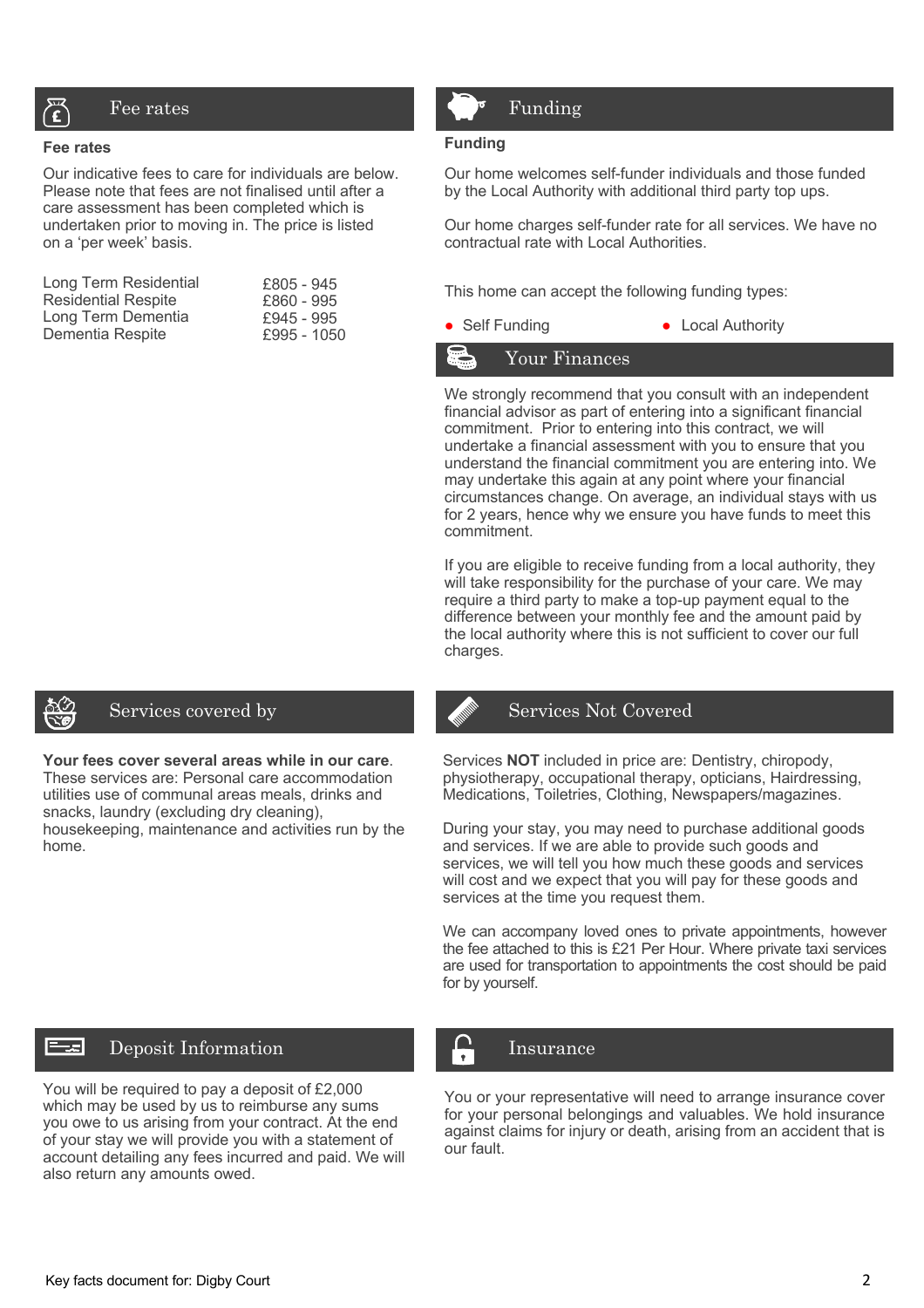## Fee rates

**Fee rates**

Our indicative fees to care for individuals are below. Please note that fees are not finalised until after a care assessment has been completed which is undertaken prior to moving in. The price is listed on a 'per week' basis.

| | |
|---|---|
| Long Term Residential | £805 - 945 |
| Residential Respite | £860 - 995 |
| Long Term Dementia | £945 - 995 |
| Dementia Respite | £995 - 1050 |

## Funding

**Funding**

Our home welcomes self-funder individuals and those funded by the Local Authority with additional third party top ups.

Our home charges self-funder rate for all services. We have no contractual rate with Local Authorities.

This home can accept the following funding types:

- Self Funding
- Local Authority

## Your Finances

We strongly recommend that you consult with an independent financial advisor as part of entering into a significant financial commitment. Prior to entering into this contract, we will undertake a financial assessment with you to ensure that you understand the financial commitment you are entering into. We may undertake this again at any point where your financial circumstances change. On average, an individual stays with us for 2 years, hence why we ensure you have funds to meet this commitment.

If you are eligible to receive funding from a local authority, they will take responsibility for the purchase of your care. We may require a third party to make a top-up payment equal to the difference between your monthly fee and the amount paid by the local authority where this is not sufficient to cover our full charges.

## Services covered by

**Your fees cover several areas while in our care**. These services are: Personal care accommodation utilities use of communal areas meals, drinks and snacks, laundry (excluding dry cleaning), housekeeping, maintenance and activities run by the home.

## Services Not Covered

Services **NOT** included in price are: Dentistry, chiropody, physiotherapy, occupational therapy, opticians, Hairdressing, Medications, Toiletries, Clothing, Newspapers/magazines.

During your stay, you may need to purchase additional goods and services. If we are able to provide such goods and services, we will tell you how much these goods and services will cost and we expect that you will pay for these goods and services at the time you request them.

We can accompany loved ones to private appointments, however the fee attached to this is £21 Per Hour. Where private taxi services are used for transportation to appointments the cost should be paid for by yourself.

## Deposit Information

You will be required to pay a deposit of £2,000 which may be used by us to reimburse any sums you owe to us arising from your contract. At the end of your stay we will provide you with a statement of account detailing any fees incurred and paid. We will also return any amounts owed.

## Insurance

You or your representative will need to arrange insurance cover for your personal belongings and valuables. We hold insurance against claims for injury or death, arising from an accident that is our fault.